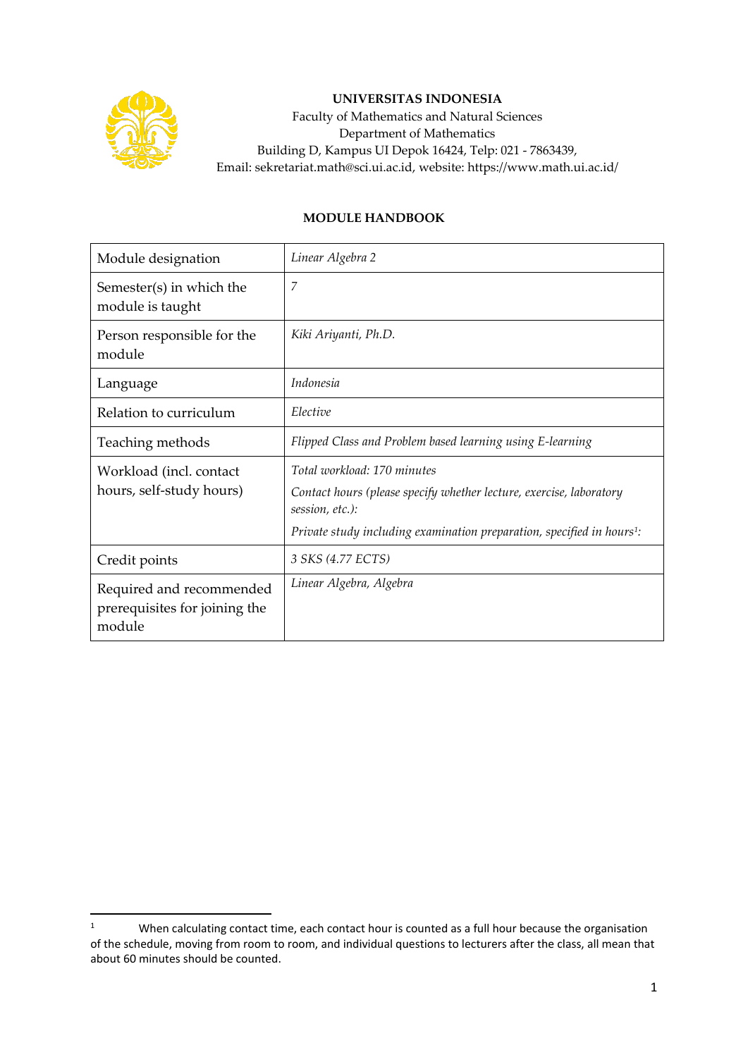**UNIVERSITAS INDONESIA**
Faculty of Mathematics and Natural Sciences
Department of Mathematics
Building D, Kampus UI Depok 16424, Telp: 021 - 7863439,
Email: sekretariat.math@sci.ui.ac.id, website: https://www.math.ui.ac.id/

**MODULE HANDBOOK**

| Module designation | *Linear Algebra 2* |
|---|---|
| Semester(s) in which the module is taught | *7* |
| Person responsible for the module | *Kiki Ariyanti, Ph.D.* |
| Language | *Indonesia* |
| Relation to curriculum | *Elective* |
| Teaching methods | *Flipped Class and Problem based learning using E-learning* |
| Workload (incl. contact hours, self-study hours) | *Total workload: 170 minutes*<br>*Contact hours (please specify whether lecture, exercise, laboratory session, etc.):*<br>*Private study including examination preparation, specified in hours[1]:* |
| Credit points | *3 SKS (4.77 ECTS)* |
| Required and recommended prerequisites for joining the module | *Linear Algebra, Algebra* |

[1] When calculating contact time, each contact hour is counted as a full hour because the organisation of the schedule, moving from room to room, and individual questions to lecturers after the class, all mean that about 60 minutes should be counted.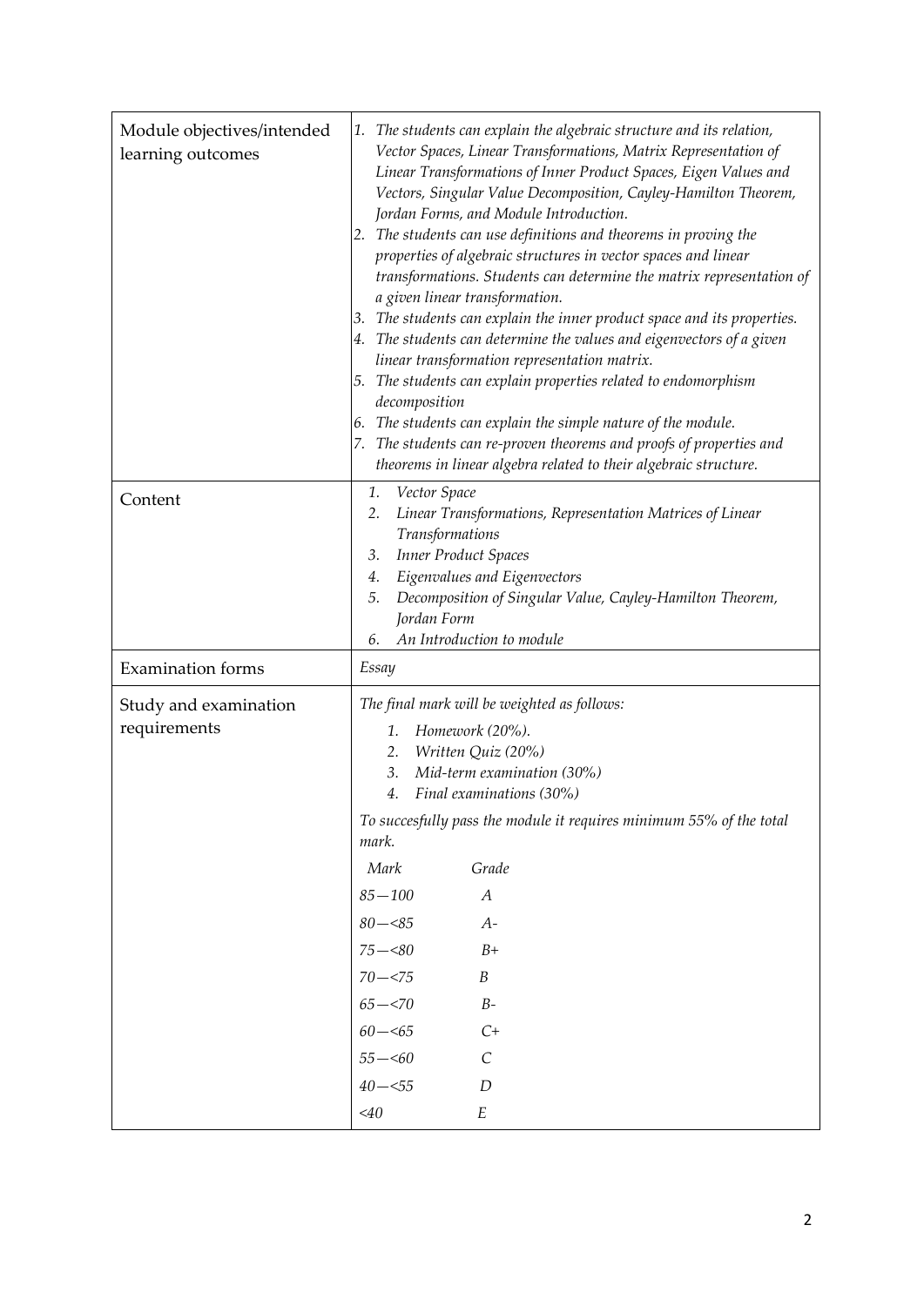| | |
|---|---|
| Module objectives/intended learning outcomes | 1. *The students can explain the algebraic structure and its relation, Vector Spaces, Linear Transformations, Matrix Representation of Linear Transformations of Inner Product Spaces, Eigen Values and Vectors, Singular Value Decomposition, Cayley-Hamilton Theorem, Jordan Forms, and Module Introduction.*<br>2. *The students can use definitions and theorems in proving the properties of algebraic structures in vector spaces and linear transformations. Students can determine the matrix representation of a given linear transformation.*<br>3. *The students can explain the inner product space and its properties.*<br>4. *The students can determine the values and eigenvectors of a given linear transformation representation matrix.*<br>5. *The students can explain properties related to endomorphism decomposition*<br>6. *The students can explain the simple nature of the module.*<br>7. *The students can re-proven theorems and proofs of properties and theorems in linear algebra related to their algebraic structure.* |
| Content | 1. *Vector Space*<br>2. *Linear Transformations, Representation Matrices of Linear Transformations*<br>3. *Inner Product Spaces*<br>4. *Eigenvalues and Eigenvectors*<br>5. *Decomposition of Singular Value, Cayley-Hamilton Theorem, Jordan Form*<br>6. *An Introduction to module* |
| Examination forms | *Essay* |
| Study and examination requirements | *The final mark will be weighted as follows:*<br>1. *Homework (20%).*<br>2. *Written Quiz (20%)*<br>3. *Mid-term examination (30%)*<br>4. *Final examinations (30%)*<br><br>*To succesfully pass the module it requires minimum 55% of the total mark.*<br><br>*Mark — Grade*<br>*85—100 — A*<br>*80—<85 — A-*<br>*75—<80 — B+*<br>*70—<75 — B*<br>*65—<70 — B-*<br>*60—<65 — C+*<br>*55—<60 — C*<br>*40—<55 — D*<br>*<40 — E* |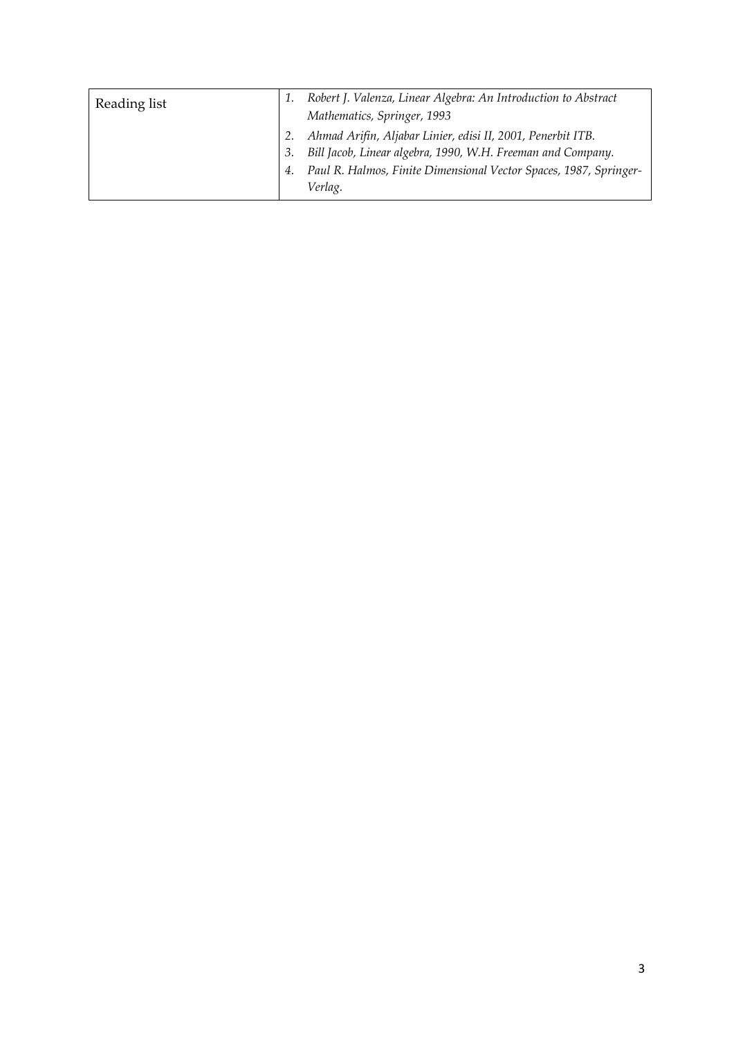| | |
|---|---|
| Reading list | 1. *Robert J. Valenza, Linear Algebra: An Introduction to Abstract Mathematics, Springer, 1993*<br>2. *Ahmad Arifin, Aljabar Linier, edisi II, 2001, Penerbit ITB.*<br>3. *Bill Jacob, Linear algebra, 1990, W.H. Freeman and Company.*<br>4. *Paul R. Halmos, Finite Dimensional Vector Spaces, 1987, Springer-Verlag.* |